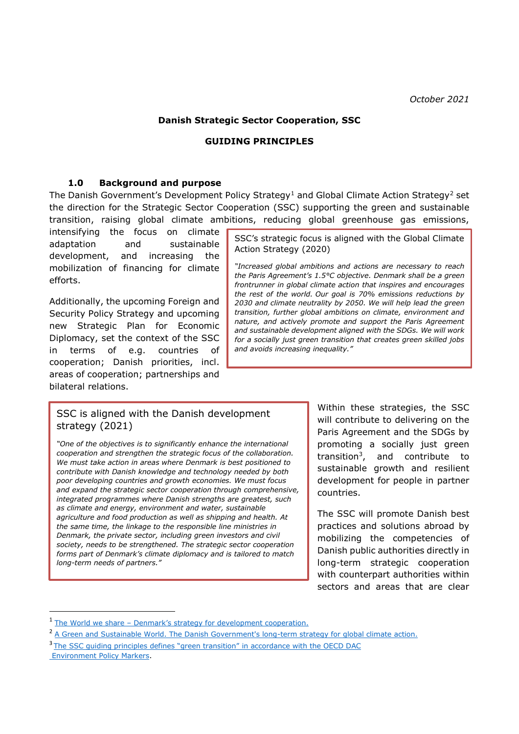October 2021

**Danish Strategic Sector Cooperation, SSC**

**GUIDING PRINCIPLES**

## 1.0 Background and purpose

The Danish Government's Development Policy Strategy[1] and Global Climate Action Strategy[2] set the direction for the Strategic Sector Cooperation (SSC) supporting the green and sustainable transition, raising global climate ambitions, reducing global greenhouse gas emissions, intensifying the focus on climate adaptation and sustainable development, and increasing the mobilization of financing for climate efforts.

> SSC's strategic focus is aligned with the Global Climate Action Strategy (2020)
>
> *"Increased global ambitions and actions are necessary to reach the Paris Agreement's 1.5°C objective. Denmark shall be a green frontrunner in global climate action that inspires and encourages the rest of the world. Our goal is 70% emissions reductions by 2030 and climate neutrality by 2050. We will help lead the green transition, further global ambitions on climate, environment and nature, and actively promote and support the Paris Agreement and sustainable development aligned with the SDGs. We will work for a socially just green transition that creates green skilled jobs and avoids increasing inequality."*

Additionally, the upcoming Foreign and Security Policy Strategy and upcoming new Strategic Plan for Economic Diplomacy, set the context of the SSC in terms of e.g. countries of cooperation; Danish priorities, incl. areas of cooperation; partnerships and bilateral relations.

> SSC is aligned with the Danish development strategy (2021)
>
> *"One of the objectives is to significantly enhance the international cooperation and strengthen the strategic focus of the collaboration. We must take action in areas where Denmark is best positioned to contribute with Danish knowledge and technology needed by both poor developing countries and growth economies. We must focus and expand the strategic sector cooperation through comprehensive, integrated programmes where Danish strengths are greatest, such as climate and energy, environment and water, sustainable agriculture and food production as well as shipping and health. At the same time, the linkage to the responsible line ministries in Denmark, the private sector, including green investors and civil society, needs to be strengthened. The strategic sector cooperation forms part of Denmark's climate diplomacy and is tailored to match long-term needs of partners."*

Within these strategies, the SSC will contribute to delivering on the Paris Agreement and the SDGs by promoting a socially just green transition[3], and contribute to sustainable growth and resilient development for people in partner countries.

The SSC will promote Danish best practices and solutions abroad by mobilizing the competencies of Danish public authorities directly in long-term strategic cooperation with counterpart authorities within sectors and areas that are clear

---

[1] The World we share – Denmark's strategy for development cooperation.

[2] A Green and Sustainable World. The Danish Government's long-term strategy for global climate action.

[3] The SSC guiding principles defines "green transition" in accordance with the OECD DAC Environment Policy Markers.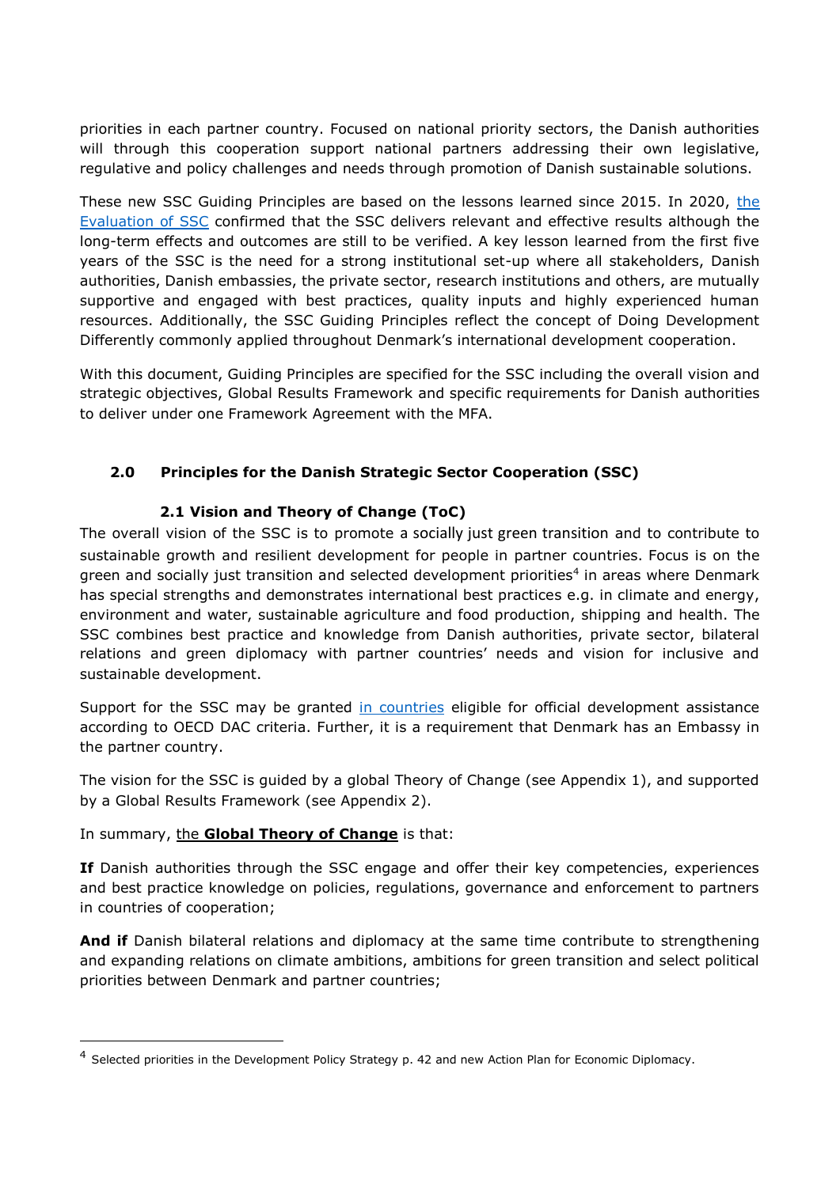priorities in each partner country. Focused on national priority sectors, the Danish authorities will through this cooperation support national partners addressing their own legislative, regulative and policy challenges and needs through promotion of Danish sustainable solutions.

These new SSC Guiding Principles are based on the lessons learned since 2015. In 2020, the Evaluation of SSC confirmed that the SSC delivers relevant and effective results although the long-term effects and outcomes are still to be verified. A key lesson learned from the first five years of the SSC is the need for a strong institutional set-up where all stakeholders, Danish authorities, Danish embassies, the private sector, research institutions and others, are mutually supportive and engaged with best practices, quality inputs and highly experienced human resources. Additionally, the SSC Guiding Principles reflect the concept of Doing Development Differently commonly applied throughout Denmark's international development cooperation.

With this document, Guiding Principles are specified for the SSC including the overall vision and strategic objectives, Global Results Framework and specific requirements for Danish authorities to deliver under one Framework Agreement with the MFA.

## 2.0 Principles for the Danish Strategic Sector Cooperation (SSC)

### 2.1 Vision and Theory of Change (ToC)

The overall vision of the SSC is to promote a socially just green transition and to contribute to sustainable growth and resilient development for people in partner countries. Focus is on the green and socially just transition and selected development priorities[4] in areas where Denmark has special strengths and demonstrates international best practices e.g. in climate and energy, environment and water, sustainable agriculture and food production, shipping and health. The SSC combines best practice and knowledge from Danish authorities, private sector, bilateral relations and green diplomacy with partner countries' needs and vision for inclusive and sustainable development.

Support for the SSC may be granted in countries eligible for official development assistance according to OECD DAC criteria. Further, it is a requirement that Denmark has an Embassy in the partner country.

The vision for the SSC is guided by a global Theory of Change (see Appendix 1), and supported by a Global Results Framework (see Appendix 2).

In summary, the **Global Theory of Change** is that:

**If** Danish authorities through the SSC engage and offer their key competencies, experiences and best practice knowledge on policies, regulations, governance and enforcement to partners in countries of cooperation;

**And if** Danish bilateral relations and diplomacy at the same time contribute to strengthening and expanding relations on climate ambitions, ambitions for green transition and select political priorities between Denmark and partner countries;

---

[4] Selected priorities in the Development Policy Strategy p. 42 and new Action Plan for Economic Diplomacy.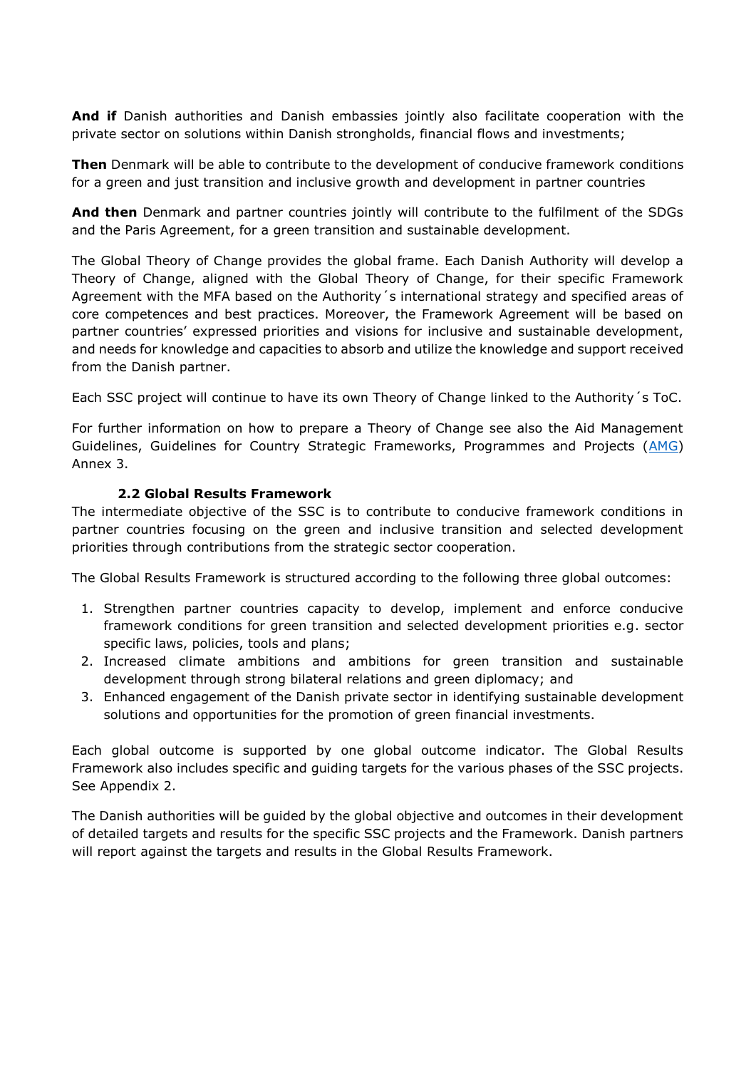**And if** Danish authorities and Danish embassies jointly also facilitate cooperation with the private sector on solutions within Danish strongholds, financial flows and investments;

**Then** Denmark will be able to contribute to the development of conducive framework conditions for a green and just transition and inclusive growth and development in partner countries

**And then** Denmark and partner countries jointly will contribute to the fulfilment of the SDGs and the Paris Agreement, for a green transition and sustainable development.

The Global Theory of Change provides the global frame. Each Danish Authority will develop a Theory of Change, aligned with the Global Theory of Change, for their specific Framework Agreement with the MFA based on the Authority´s international strategy and specified areas of core competences and best practices. Moreover, the Framework Agreement will be based on partner countries' expressed priorities and visions for inclusive and sustainable development, and needs for knowledge and capacities to absorb and utilize the knowledge and support received from the Danish partner.

Each SSC project will continue to have its own Theory of Change linked to the Authority´s ToC.

For further information on how to prepare a Theory of Change see also the Aid Management Guidelines, Guidelines for Country Strategic Frameworks, Programmes and Projects (AMG) Annex 3.

### 2.2 Global Results Framework

The intermediate objective of the SSC is to contribute to conducive framework conditions in partner countries focusing on the green and inclusive transition and selected development priorities through contributions from the strategic sector cooperation.

The Global Results Framework is structured according to the following three global outcomes:

1. Strengthen partner countries capacity to develop, implement and enforce conducive framework conditions for green transition and selected development priorities e.g. sector specific laws, policies, tools and plans;
2. Increased climate ambitions and ambitions for green transition and sustainable development through strong bilateral relations and green diplomacy; and
3. Enhanced engagement of the Danish private sector in identifying sustainable development solutions and opportunities for the promotion of green financial investments.

Each global outcome is supported by one global outcome indicator. The Global Results Framework also includes specific and guiding targets for the various phases of the SSC projects. See Appendix 2.

The Danish authorities will be guided by the global objective and outcomes in their development of detailed targets and results for the specific SSC projects and the Framework. Danish partners will report against the targets and results in the Global Results Framework.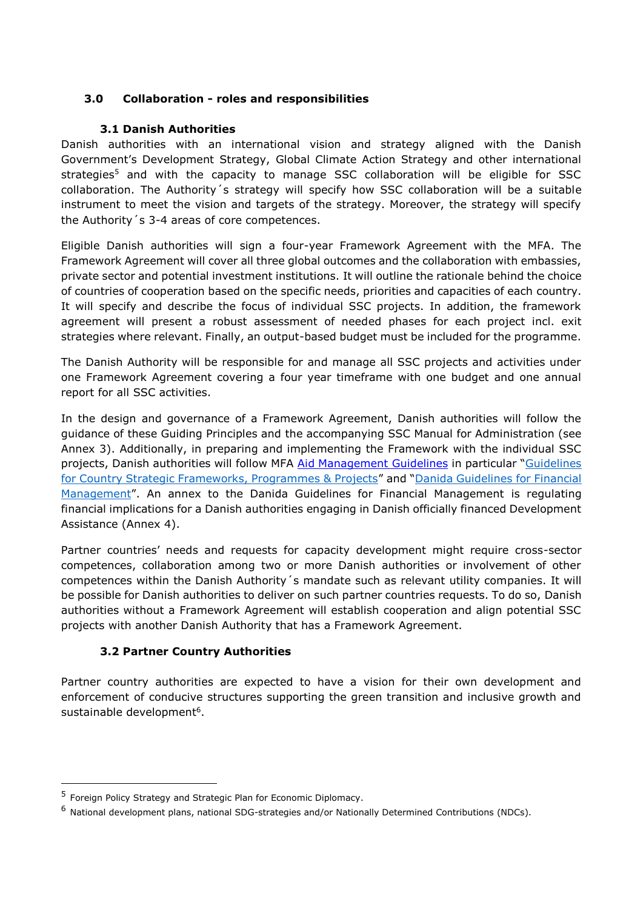## 3.0 Collaboration - roles and responsibilities

### 3.1 Danish Authorities

Danish authorities with an international vision and strategy aligned with the Danish Government's Development Strategy, Global Climate Action Strategy and other international strategies[5] and with the capacity to manage SSC collaboration will be eligible for SSC collaboration. The Authority´s strategy will specify how SSC collaboration will be a suitable instrument to meet the vision and targets of the strategy. Moreover, the strategy will specify the Authority´s 3-4 areas of core competences.

Eligible Danish authorities will sign a four-year Framework Agreement with the MFA. The Framework Agreement will cover all three global outcomes and the collaboration with embassies, private sector and potential investment institutions. It will outline the rationale behind the choice of countries of cooperation based on the specific needs, priorities and capacities of each country. It will specify and describe the focus of individual SSC projects. In addition, the framework agreement will present a robust assessment of needed phases for each project incl. exit strategies where relevant. Finally, an output-based budget must be included for the programme.

The Danish Authority will be responsible for and manage all SSC projects and activities under one Framework Agreement covering a four year timeframe with one budget and one annual report for all SSC activities.

In the design and governance of a Framework Agreement, Danish authorities will follow the guidance of these Guiding Principles and the accompanying SSC Manual for Administration (see Annex 3). Additionally, in preparing and implementing the Framework with the individual SSC projects, Danish authorities will follow MFA Aid Management Guidelines in particular "Guidelines for Country Strategic Frameworks, Programmes & Projects" and "Danida Guidelines for Financial Management". An annex to the Danida Guidelines for Financial Management is regulating financial implications for a Danish authorities engaging in Danish officially financed Development Assistance (Annex 4).

Partner countries' needs and requests for capacity development might require cross-sector competences, collaboration among two or more Danish authorities or involvement of other competences within the Danish Authority´s mandate such as relevant utility companies. It will be possible for Danish authorities to deliver on such partner countries requests. To do so, Danish authorities without a Framework Agreement will establish cooperation and align potential SSC projects with another Danish Authority that has a Framework Agreement.

### 3.2 Partner Country Authorities

Partner country authorities are expected to have a vision for their own development and enforcement of conducive structures supporting the green transition and inclusive growth and sustainable development[6].

---

[5] Foreign Policy Strategy and Strategic Plan for Economic Diplomacy.

[6] National development plans, national SDG-strategies and/or Nationally Determined Contributions (NDCs).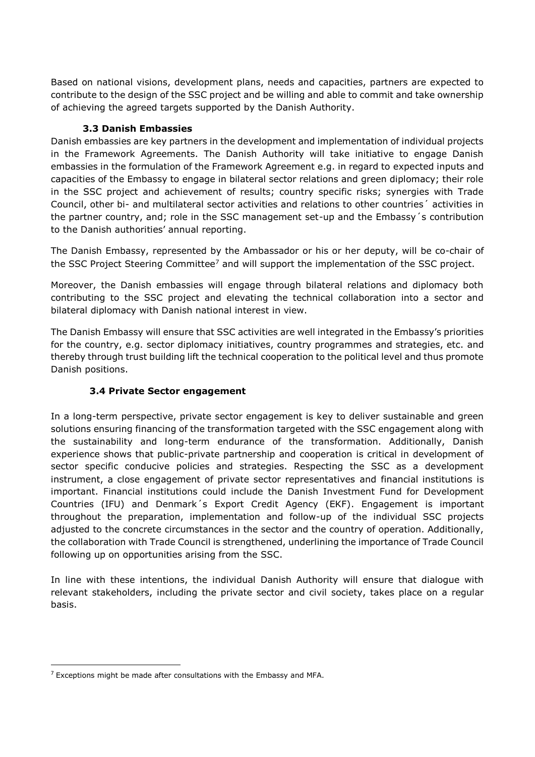Based on national visions, development plans, needs and capacities, partners are expected to contribute to the design of the SSC project and be willing and able to commit and take ownership of achieving the agreed targets supported by the Danish Authority.

### 3.3 Danish Embassies

Danish embassies are key partners in the development and implementation of individual projects in the Framework Agreements. The Danish Authority will take initiative to engage Danish embassies in the formulation of the Framework Agreement e.g. in regard to expected inputs and capacities of the Embassy to engage in bilateral sector relations and green diplomacy; their role in the SSC project and achievement of results; country specific risks; synergies with Trade Council, other bi- and multilateral sector activities and relations to other countries´ activities in the partner country, and; role in the SSC management set-up and the Embassy´s contribution to the Danish authorities' annual reporting.

The Danish Embassy, represented by the Ambassador or his or her deputy, will be co-chair of the SSC Project Steering Committee[7] and will support the implementation of the SSC project.

Moreover, the Danish embassies will engage through bilateral relations and diplomacy both contributing to the SSC project and elevating the technical collaboration into a sector and bilateral diplomacy with Danish national interest in view.

The Danish Embassy will ensure that SSC activities are well integrated in the Embassy's priorities for the country, e.g. sector diplomacy initiatives, country programmes and strategies, etc. and thereby through trust building lift the technical cooperation to the political level and thus promote Danish positions.

### 3.4 Private Sector engagement

In a long-term perspective, private sector engagement is key to deliver sustainable and green solutions ensuring financing of the transformation targeted with the SSC engagement along with the sustainability and long-term endurance of the transformation. Additionally, Danish experience shows that public-private partnership and cooperation is critical in development of sector specific conducive policies and strategies. Respecting the SSC as a development instrument, a close engagement of private sector representatives and financial institutions is important. Financial institutions could include the Danish Investment Fund for Development Countries (IFU) and Denmark´s Export Credit Agency (EKF). Engagement is important throughout the preparation, implementation and follow-up of the individual SSC projects adjusted to the concrete circumstances in the sector and the country of operation. Additionally, the collaboration with Trade Council is strengthened, underlining the importance of Trade Council following up on opportunities arising from the SSC.

In line with these intentions, the individual Danish Authority will ensure that dialogue with relevant stakeholders, including the private sector and civil society, takes place on a regular basis.

---

[7] Exceptions might be made after consultations with the Embassy and MFA.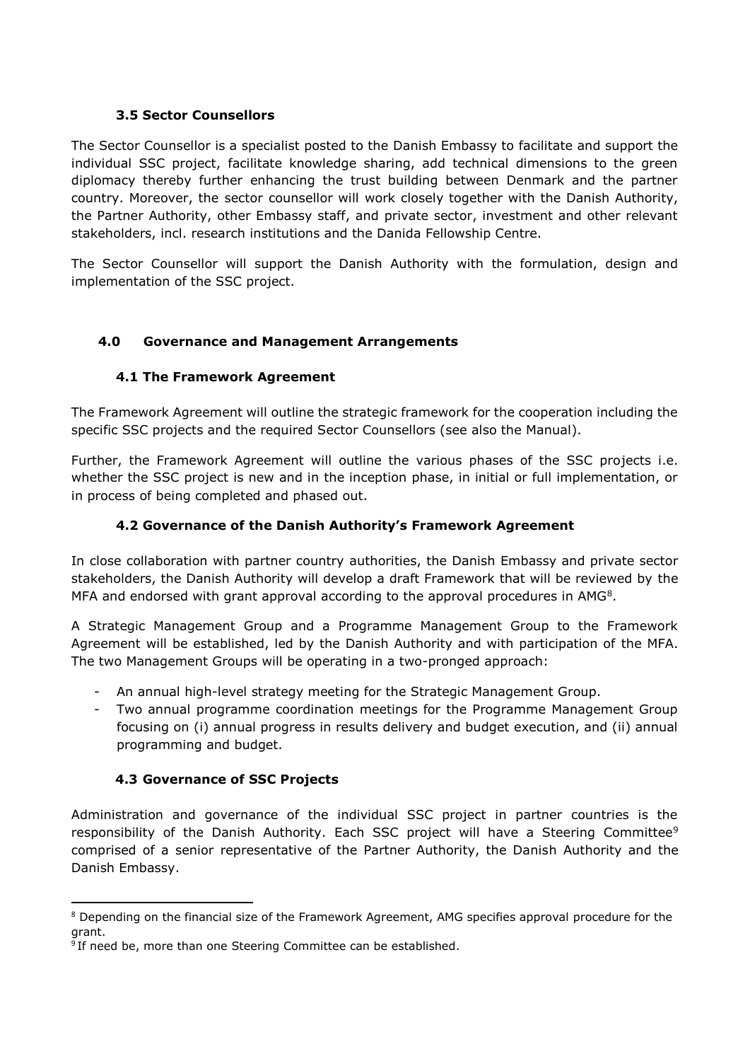### 3.5 Sector Counsellors

The Sector Counsellor is a specialist posted to the Danish Embassy to facilitate and support the individual SSC project, facilitate knowledge sharing, add technical dimensions to the green diplomacy thereby further enhancing the trust building between Denmark and the partner country. Moreover, the sector counsellor will work closely together with the Danish Authority, the Partner Authority, other Embassy staff, and private sector, investment and other relevant stakeholders, incl. research institutions and the Danida Fellowship Centre.

The Sector Counsellor will support the Danish Authority with the formulation, design and implementation of the SSC project.

## 4.0 Governance and Management Arrangements

### 4.1 The Framework Agreement

The Framework Agreement will outline the strategic framework for the cooperation including the specific SSC projects and the required Sector Counsellors (see also the Manual).

Further, the Framework Agreement will outline the various phases of the SSC projects i.e. whether the SSC project is new and in the inception phase, in initial or full implementation, or in process of being completed and phased out.

### 4.2 Governance of the Danish Authority's Framework Agreement

In close collaboration with partner country authorities, the Danish Embassy and private sector stakeholders, the Danish Authority will develop a draft Framework that will be reviewed by the MFA and endorsed with grant approval according to the approval procedures in AMG[8].

A Strategic Management Group and a Programme Management Group to the Framework Agreement will be established, led by the Danish Authority and with participation of the MFA. The two Management Groups will be operating in a two-pronged approach:

- An annual high-level strategy meeting for the Strategic Management Group.
- Two annual programme coordination meetings for the Programme Management Group focusing on (i) annual progress in results delivery and budget execution, and (ii) annual programming and budget.

### 4.3 Governance of SSC Projects

Administration and governance of the individual SSC project in partner countries is the responsibility of the Danish Authority. Each SSC project will have a Steering Committee[9] comprised of a senior representative of the Partner Authority, the Danish Authority and the Danish Embassy.

---

[8] Depending on the financial size of the Framework Agreement, AMG specifies approval procedure for the grant.

[9] If need be, more than one Steering Committee can be established.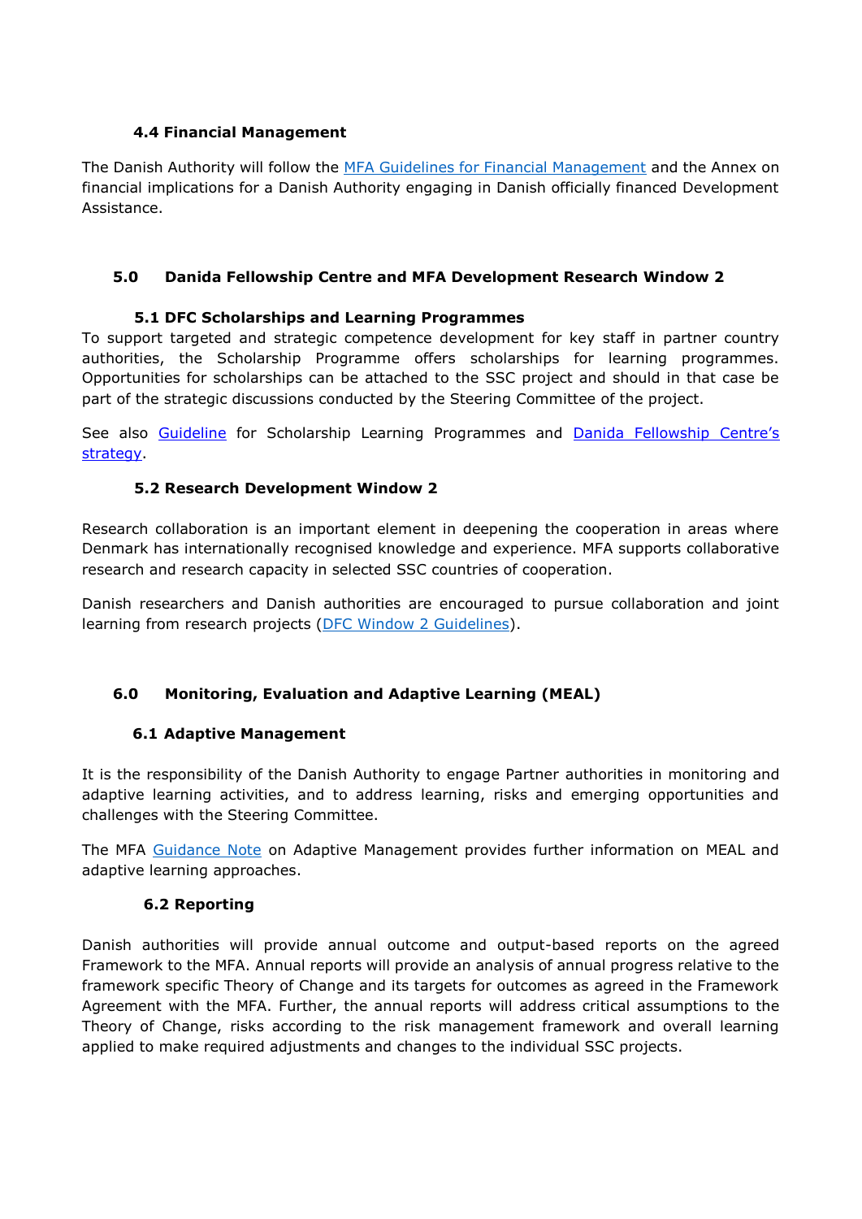### 4.4 Financial Management

The Danish Authority will follow the MFA Guidelines for Financial Management and the Annex on financial implications for a Danish Authority engaging in Danish officially financed Development Assistance.

## 5.0 Danida Fellowship Centre and MFA Development Research Window 2

### 5.1 DFC Scholarships and Learning Programmes

To support targeted and strategic competence development for key staff in partner country authorities, the Scholarship Programme offers scholarships for learning programmes. Opportunities for scholarships can be attached to the SSC project and should in that case be part of the strategic discussions conducted by the Steering Committee of the project.

See also Guideline for Scholarship Learning Programmes and Danida Fellowship Centre's strategy.

### 5.2 Research Development Window 2

Research collaboration is an important element in deepening the cooperation in areas where Denmark has internationally recognised knowledge and experience. MFA supports collaborative research and research capacity in selected SSC countries of cooperation.

Danish researchers and Danish authorities are encouraged to pursue collaboration and joint learning from research projects (DFC Window 2 Guidelines).

## 6.0 Monitoring, Evaluation and Adaptive Learning (MEAL)

### 6.1 Adaptive Management

It is the responsibility of the Danish Authority to engage Partner authorities in monitoring and adaptive learning activities, and to address learning, risks and emerging opportunities and challenges with the Steering Committee.

The MFA Guidance Note on Adaptive Management provides further information on MEAL and adaptive learning approaches.

### 6.2 Reporting

Danish authorities will provide annual outcome and output-based reports on the agreed Framework to the MFA. Annual reports will provide an analysis of annual progress relative to the framework specific Theory of Change and its targets for outcomes as agreed in the Framework Agreement with the MFA. Further, the annual reports will address critical assumptions to the Theory of Change, risks according to the risk management framework and overall learning applied to make required adjustments and changes to the individual SSC projects.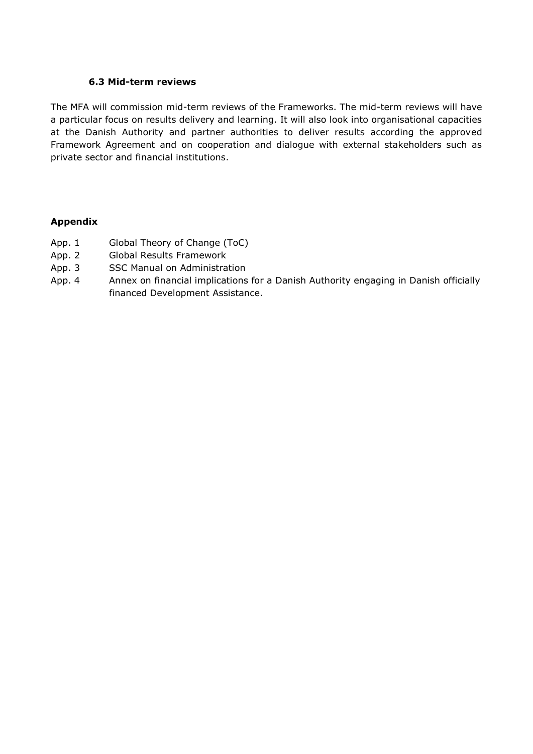### 6.3 Mid-term reviews

The MFA will commission mid-term reviews of the Frameworks. The mid-term reviews will have a particular focus on results delivery and learning. It will also look into organisational capacities at the Danish Authority and partner authorities to deliver results according the approved Framework Agreement and on cooperation and dialogue with external stakeholders such as private sector and financial institutions.

**Appendix**

- App. 1 Global Theory of Change (ToC)
- App. 2 Global Results Framework
- App. 3 SSC Manual on Administration
- App. 4 Annex on financial implications for a Danish Authority engaging in Danish officially financed Development Assistance.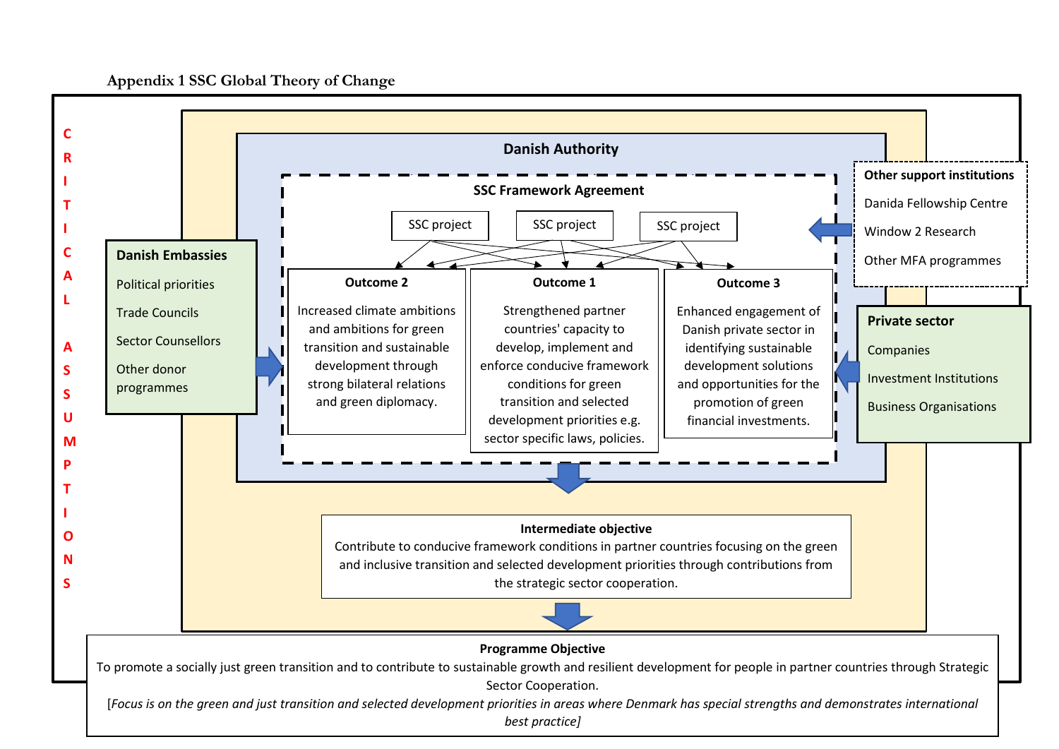**Appendix 1 SSC Global Theory of Change**

**CRITICAL ASSUMPTIONS**

**Danish Authority**

**SSC Framework Agreement**

SSC project

SSC project

SSC project

**Outcome 2**

Increased climate ambitions and ambitions for green transition and sustainable development through strong bilateral relations and green diplomacy.

**Outcome 1**

Strengthened partner countries' capacity to develop, implement and enforce conducive framework conditions for green transition and selected development priorities e.g. sector specific laws, policies.

**Outcome 3**

Enhanced engagement of Danish private sector in identifying sustainable development solutions and opportunities for the promotion of green financial investments.

**Danish Embassies**

- Political priorities
- Trade Councils
- Sector Counsellors
- Other donor programmes

**Other support institutions**

- Danida Fellowship Centre
- Window 2 Research
- Other MFA programmes

**Private sector**

- Companies
- Investment Institutions
- Business Organisations

**Intermediate objective**

Contribute to conducive framework conditions in partner countries focusing on the green and inclusive transition and selected development priorities through contributions from the strategic sector cooperation.

**Programme Objective**

To promote a socially just green transition and to contribute to sustainable growth and resilient development for people in partner countries through Strategic Sector Cooperation.

[*Focus is on the green and just transition and selected development priorities in areas where Denmark has special strengths and demonstrates international best practice*]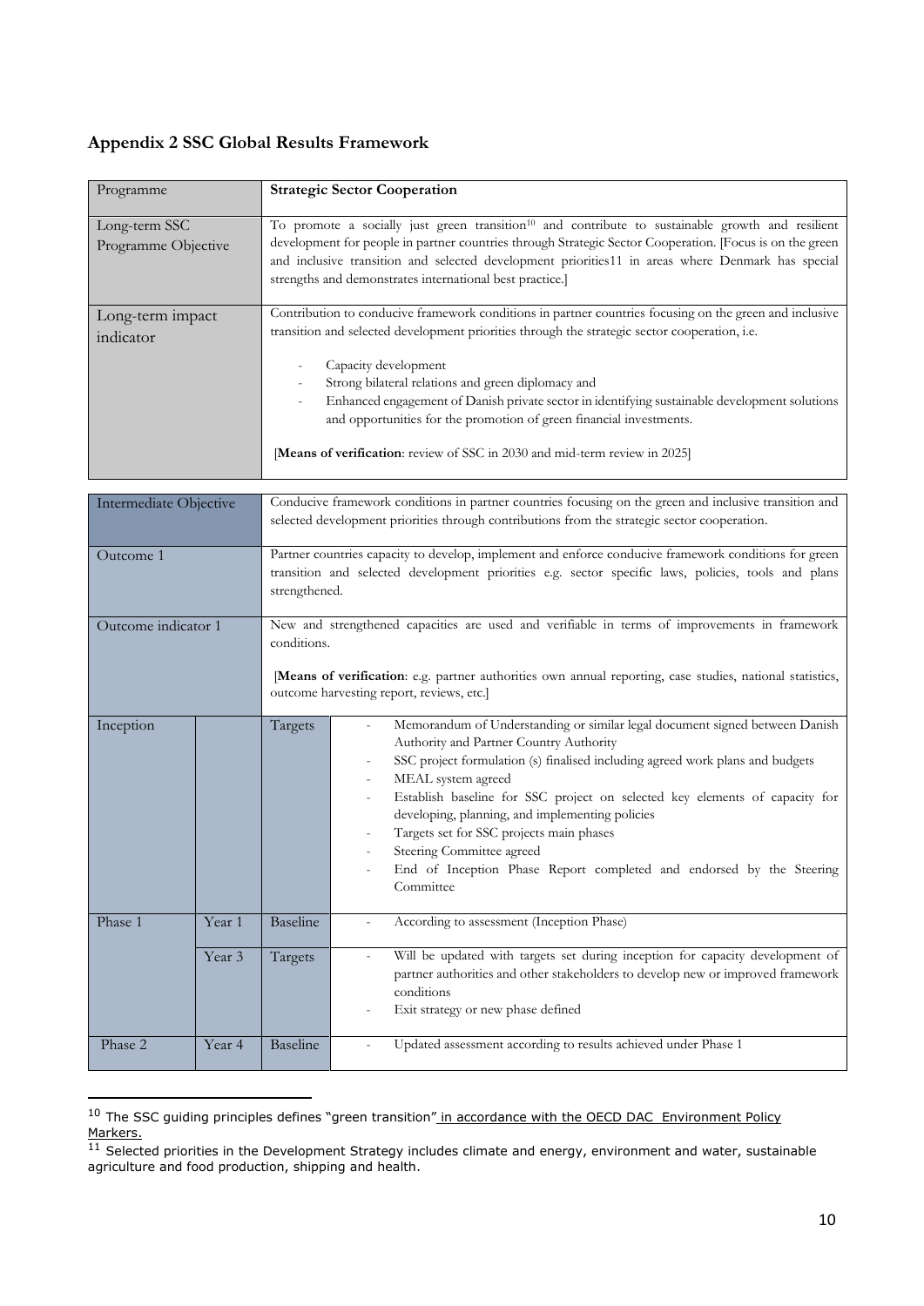## Appendix 2 SSC Global Results Framework

| Programme | **Strategic Sector Cooperation** |
|---|---|
| Long-term SSC Programme Objective | To promote a socially just green transition[10] and contribute to sustainable growth and resilient development for people in partner countries through Strategic Sector Cooperation. [Focus is on the green and inclusive transition and selected development priorities11 in areas where Denmark has special strengths and demonstrates international best practice.] |
| Long-term impact indicator | Contribution to conducive framework conditions in partner countries focusing on the green and inclusive transition and selected development priorities through the strategic sector cooperation, i.e.<br>- Capacity development<br>- Strong bilateral relations and green diplomacy and<br>- Enhanced engagement of Danish private sector in identifying sustainable development solutions and opportunities for the promotion of green financial investments.<br><br>[**Means of verification**: review of SSC in 2030 and mid-term review in 2025] |

| Intermediate Objective | | Conducive framework conditions in partner countries focusing on the green and inclusive transition and selected development priorities through contributions from the strategic sector cooperation. | |
|---|---|---|---|
| Outcome 1 | | Partner countries capacity to develop, implement and enforce conducive framework conditions for green transition and selected development priorities e.g. sector specific laws, policies, tools and plans strengthened. | |
| Outcome indicator 1 | | New and strengthened capacities are used and verifiable in terms of improvements in framework conditions.<br><br>[**Means of verification**: e.g. partner authorities own annual reporting, case studies, national statistics, outcome harvesting report, reviews, etc.] | |
| Inception | | Targets | - Memorandum of Understanding or similar legal document signed between Danish Authority and Partner Country Authority<br>- SSC project formulation (s) finalised including agreed work plans and budgets<br>- MEAL system agreed<br>- Establish baseline for SSC project on selected key elements of capacity for developing, planning, and implementing policies<br>- Targets set for SSC projects main phases<br>- Steering Committee agreed<br>- End of Inception Phase Report completed and endorsed by the Steering Committee |
| Phase 1 | Year 1 | Baseline | - According to assessment (Inception Phase) |
| | Year 3 | Targets | - Will be updated with targets set during inception for capacity development of partner authorities and other stakeholders to develop new or improved framework conditions<br>- Exit strategy or new phase defined |
| Phase 2 | Year 4 | Baseline | - Updated assessment according to results achieved under Phase 1 |

[10] The SSC guiding principles defines "green transition" in accordance with the OECD DAC Environment Policy Markers.

[11] Selected priorities in the Development Strategy includes climate and energy, environment and water, sustainable agriculture and food production, shipping and health.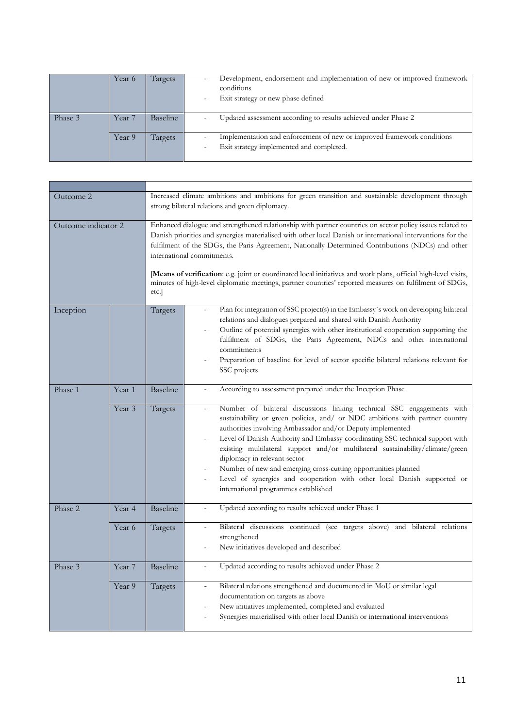| | | | |
|---|---|---|---|
| | Year 6 | Targets | - Development, endorsement and implementation of new or improved framework conditions<br>- Exit strategy or new phase defined |
| Phase 3 | Year 7 | Baseline | - Updated assessment according to results achieved under Phase 2 |
| | Year 9 | Targets | - Implementation and enforcement of new or improved framework conditions<br>- Exit strategy implemented and completed. |

| | | | |
|---|---|---|---|
| Outcome 2 | | Increased climate ambitions and ambitions for green transition and sustainable development through strong bilateral relations and green diplomacy. | |
| Outcome indicator 2 | | Enhanced dialogue and strengthened relationship with partner countries on sector policy issues related to Danish priorities and synergies materialised with other local Danish or international interventions for the fulfilment of the SDGs, the Paris Agreement, Nationally Determined Contributions (NDCs) and other international commitments.<br><br>[**Means of verification**: e.g. joint or coordinated local initiatives and work plans, official high-level visits, minutes of high-level diplomatic meetings, partner countries' reported measures on fulfilment of SDGs, etc.] | |
| Inception | | Targets | - Plan for integration of SSC project(s) in the Embassy´s work on developing bilateral relations and dialogues prepared and shared with Danish Authority<br>- Outline of potential synergies with other institutional cooperation supporting the fulfilment of SDGs, the Paris Agreement, NDCs and other international commitments<br>- Preparation of baseline for level of sector specific bilateral relations relevant for SSC projects |
| Phase 1 | Year 1 | Baseline | - According to assessment prepared under the Inception Phase |
| | Year 3 | Targets | - Number of bilateral discussions linking technical SSC engagements with sustainability or green policies, and/ or NDC ambitions with partner country authorities involving Ambassador and/or Deputy implemented<br>- Level of Danish Authority and Embassy coordinating SSC technical support with existing multilateral support and/or multilateral sustainability/climate/green diplomacy in relevant sector<br>- Number of new and emerging cross-cutting opportunities planned<br>- Level of synergies and cooperation with other local Danish supported or international programmes established |
| Phase 2 | Year 4 | Baseline | - Updated according to results achieved under Phase 1 |
| | Year 6 | Targets | - Bilateral discussions continued (see targets above) and bilateral relations strengthened<br>- New initiatives developed and described |
| Phase 3 | Year 7 | Baseline | - Updated according to results achieved under Phase 2 |
| | Year 9 | Targets | - Bilateral relations strengthened and documented in MoU or similar legal documentation on targets as above<br>- New initiatives implemented, completed and evaluated<br>- Synergies materialised with other local Danish or international interventions |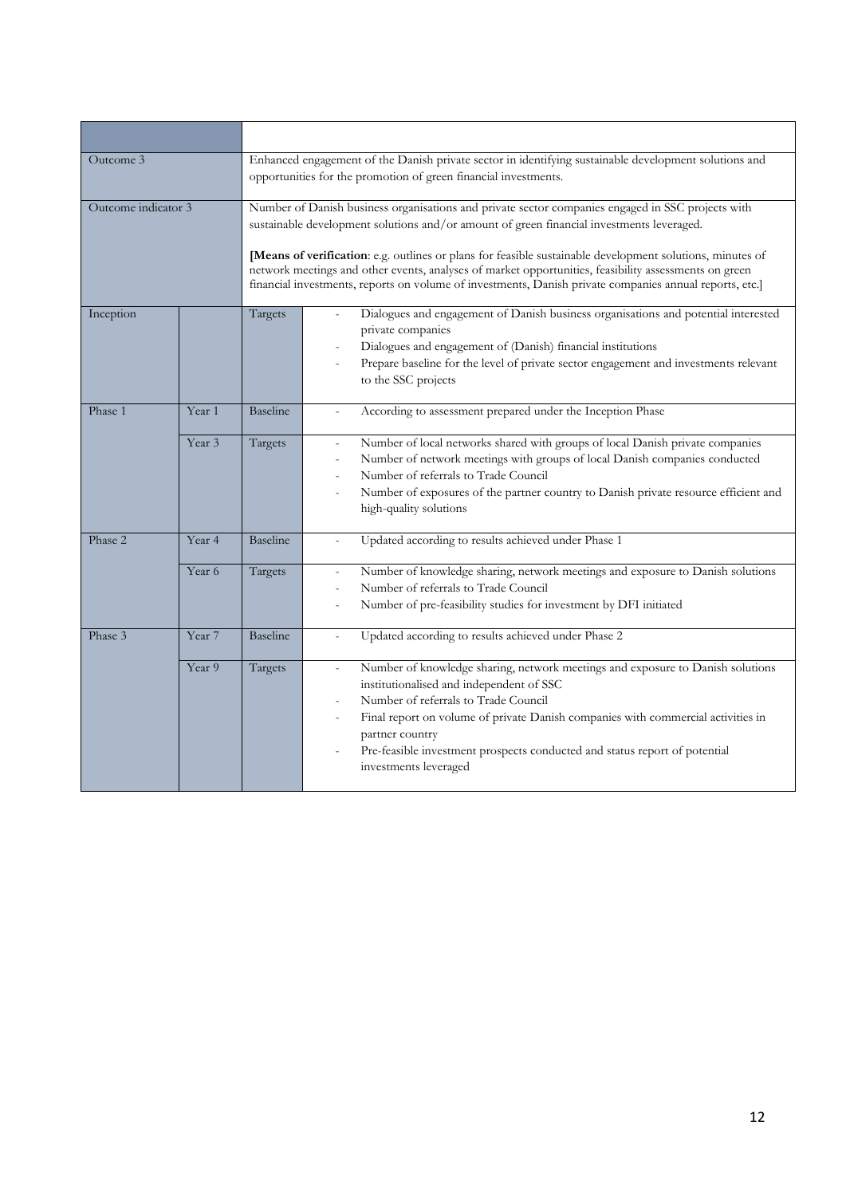| | | | |
|---|---|---|---|
| Outcome 3 | | Enhanced engagement of the Danish private sector in identifying sustainable development solutions and opportunities for the promotion of green financial investments. | |
| Outcome indicator 3 | | Number of Danish business organisations and private sector companies engaged in SSC projects with sustainable development solutions and/or amount of green financial investments leveraged.<br><br>**[Means of verification**: e.g. outlines or plans for feasible sustainable development solutions, minutes of network meetings and other events, analyses of market opportunities, feasibility assessments on green financial investments, reports on volume of investments, Danish private companies annual reports, etc.] | |
| Inception | | Targets | - Dialogues and engagement of Danish business organisations and potential interested private companies<br>- Dialogues and engagement of (Danish) financial institutions<br>- Prepare baseline for the level of private sector engagement and investments relevant to the SSC projects |
| Phase 1 | Year 1 | Baseline | - According to assessment prepared under the Inception Phase |
| | Year 3 | Targets | - Number of local networks shared with groups of local Danish private companies<br>- Number of network meetings with groups of local Danish companies conducted<br>- Number of referrals to Trade Council<br>- Number of exposures of the partner country to Danish private resource efficient and high-quality solutions |
| Phase 2 | Year 4 | Baseline | - Updated according to results achieved under Phase 1 |
| | Year 6 | Targets | - Number of knowledge sharing, network meetings and exposure to Danish solutions<br>- Number of referrals to Trade Council<br>- Number of pre-feasibility studies for investment by DFI initiated |
| Phase 3 | Year 7 | Baseline | - Updated according to results achieved under Phase 2 |
| | Year 9 | Targets | - Number of knowledge sharing, network meetings and exposure to Danish solutions institutionalised and independent of SSC<br>- Number of referrals to Trade Council<br>- Final report on volume of private Danish companies with commercial activities in partner country<br>- Pre-feasible investment prospects conducted and status report of potential investments leveraged |